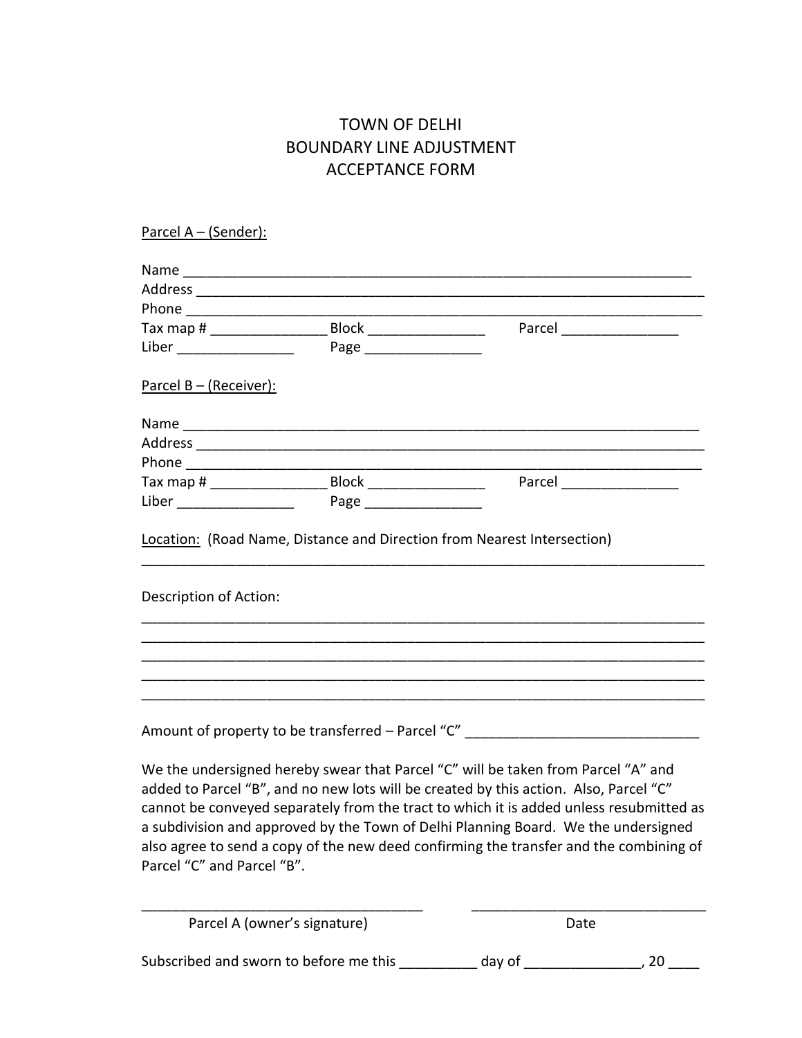# TOWN OF DELHI
# BOUNDARY LINE ADJUSTMENT
# ACCEPTANCE FORM

Parcel A – (Sender):

Name ___________________________________________________________________

Address _________________________________________________________________

Phone ___________________________________________________________________

Tax map # _______________ Block _______________ Parcel _______________

Liber _______________ Page _______________

Parcel B – (Receiver):

Name ___________________________________________________________________

Address _________________________________________________________________

Phone ___________________________________________________________________

Tax map # _______________ Block _______________ Parcel _______________

Liber _______________ Page _______________

Location: (Road Name, Distance and Direction from Nearest Intersection)

__________________________________________________________________________

Description of Action:

__________________________________________________________________________

__________________________________________________________________________

__________________________________________________________________________

__________________________________________________________________________

__________________________________________________________________________

Amount of property to be transferred – Parcel "C" ______________________________

We the undersigned hereby swear that Parcel "C" will be taken from Parcel "A" and added to Parcel "B", and no new lots will be created by this action. Also, Parcel "C" cannot be conveyed separately from the tract to which it is added unless resubmitted as a subdivision and approved by the Town of Delhi Planning Board. We the undersigned also agree to send a copy of the new deed confirming the transfer and the combining of Parcel "C" and Parcel "B".

____________________________________ ______________________________

Parcel A (owner's signature) Date

Subscribed and sworn to before me this __________ day of _______________, 20 ____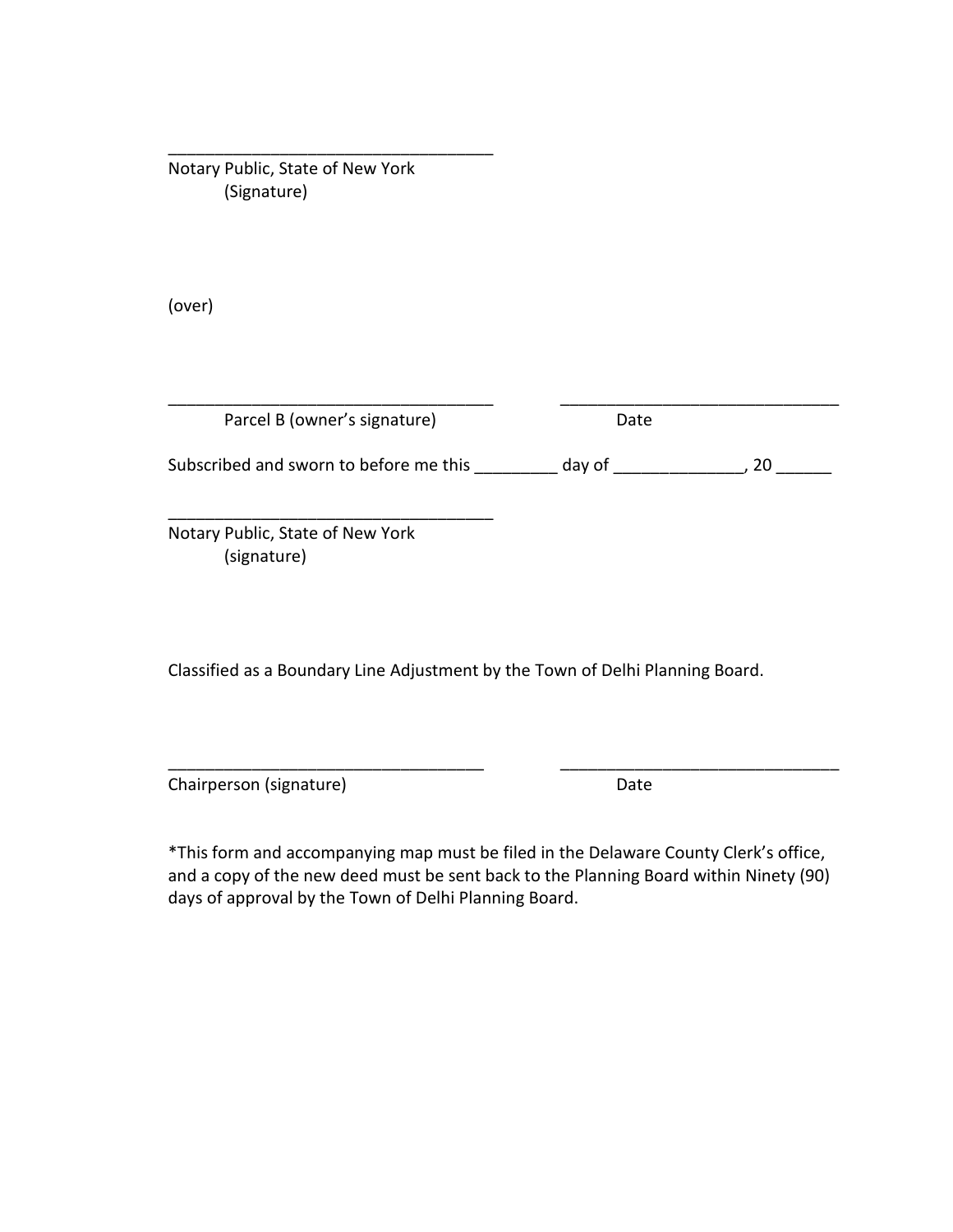___________________________________
Notary Public, State of New York
(Signature)

(over)

___________________________________ ______________________________
Parcel B (owner's signature) Date

Subscribed and sworn to before me this _________ day of _____________, 20 ______

___________________________________
Notary Public, State of New York
(signature)

Classified as a Boundary Line Adjustment by the Town of Delhi Planning Board.

__________________________________ ______________________________
Chairperson (signature) Date

*This form and accompanying map must be filed in the Delaware County Clerk's office, and a copy of the new deed must be sent back to the Planning Board within Ninety (90) days of approval by the Town of Delhi Planning Board.